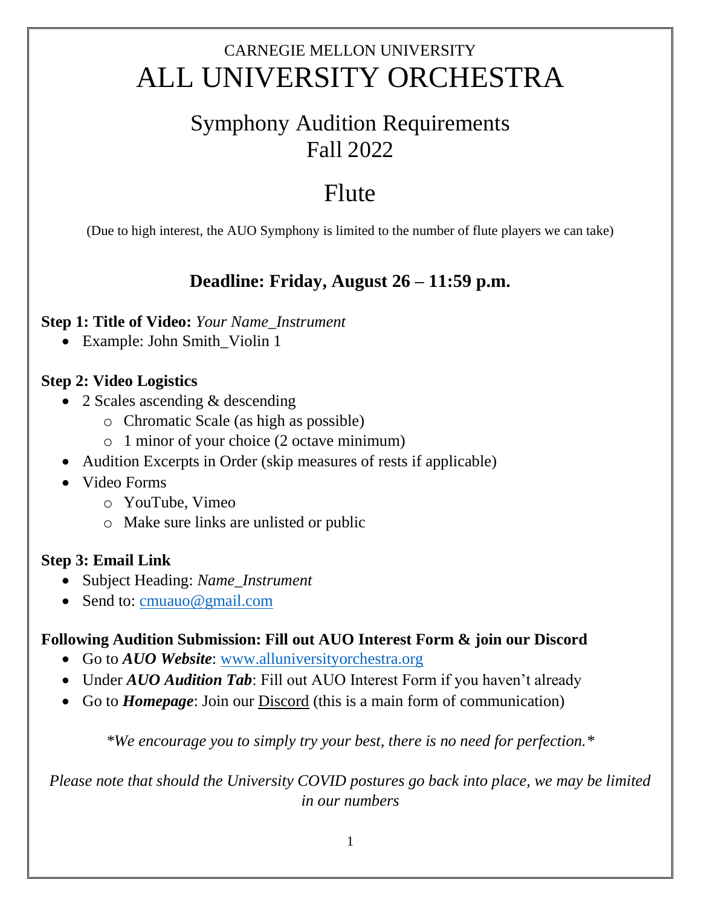# CARNEGIE MELLON UNIVERSITY
# ALL UNIVERSITY ORCHESTRA

## Symphony Audition Requirements
## Fall 2022

# Flute

(Due to high interest, the AUO Symphony is limited to the number of flute players we can take)

### Deadline: Friday, August 26 – 11:59 p.m.

**Step 1: Title of Video:** *Your Name_Instrument*

- Example: John Smith_Violin 1

**Step 2: Video Logistics**

- 2 Scales ascending & descending
  - Chromatic Scale (as high as possible)
  - 1 minor of your choice (2 octave minimum)
- Audition Excerpts in Order (skip measures of rests if applicable)
- Video Forms
  - YouTube, Vimeo
  - Make sure links are unlisted or public

**Step 3: Email Link**

- Subject Heading: *Name_Instrument*
- Send to: [cmuauo@gmail.com](mailto:cmuauo@gmail.com)

**Following Audition Submission: Fill out AUO Interest Form & join our Discord**

- Go to ***AUO Website***: [www.alluniversityorchestra.org](http://www.alluniversityorchestra.org)
- Under ***AUO Audition Tab***: Fill out AUO Interest Form if you haven't already
- Go to ***Homepage***: Join our Discord (this is a main form of communication)

*\*We encourage you to simply try your best, there is no need for perfection.\**

*Please note that should the University COVID postures go back into place, we may be limited in our numbers*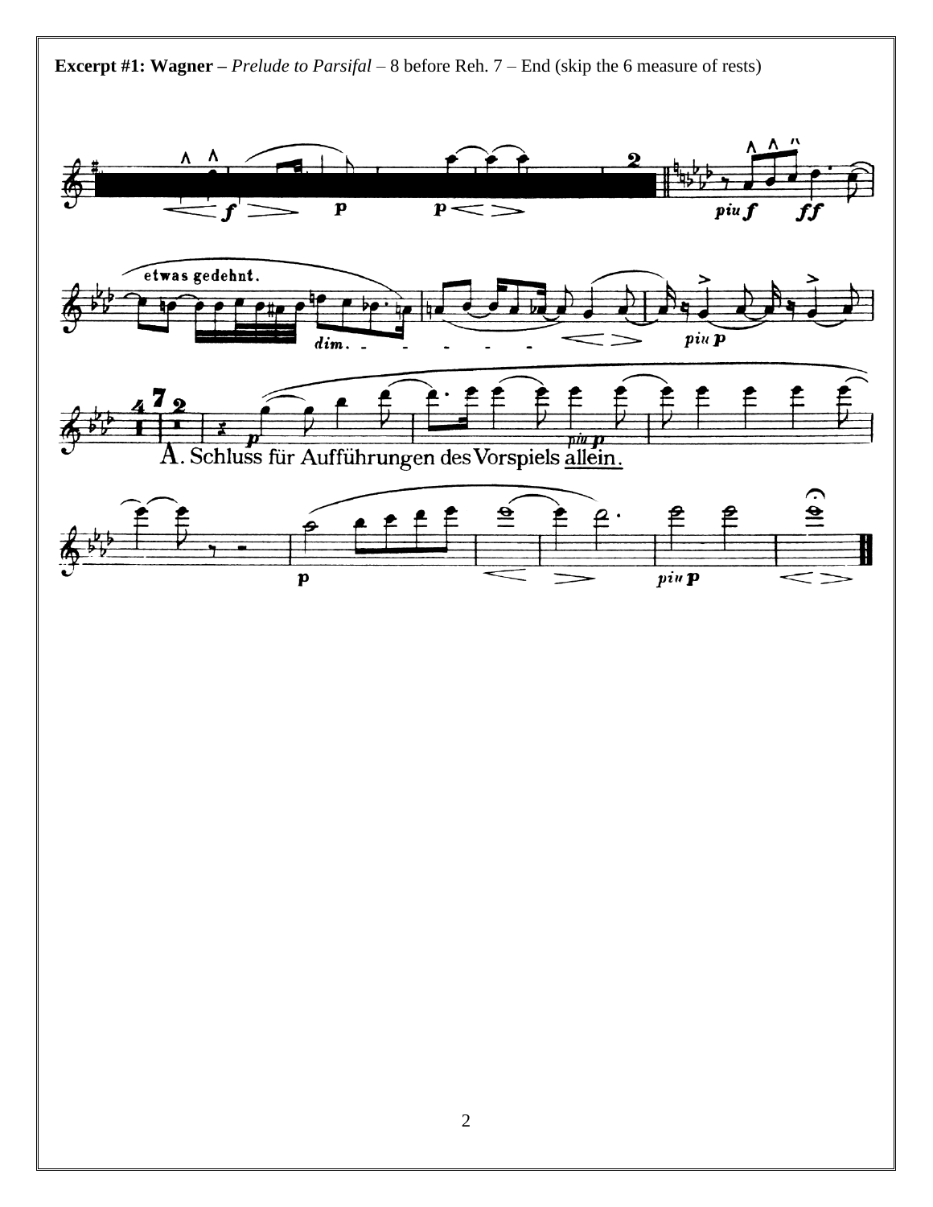**Excerpt #1: Wagner –** *Prelude to Parsifal* – 8 before Reh. 7 – End (skip the 6 measure of rests)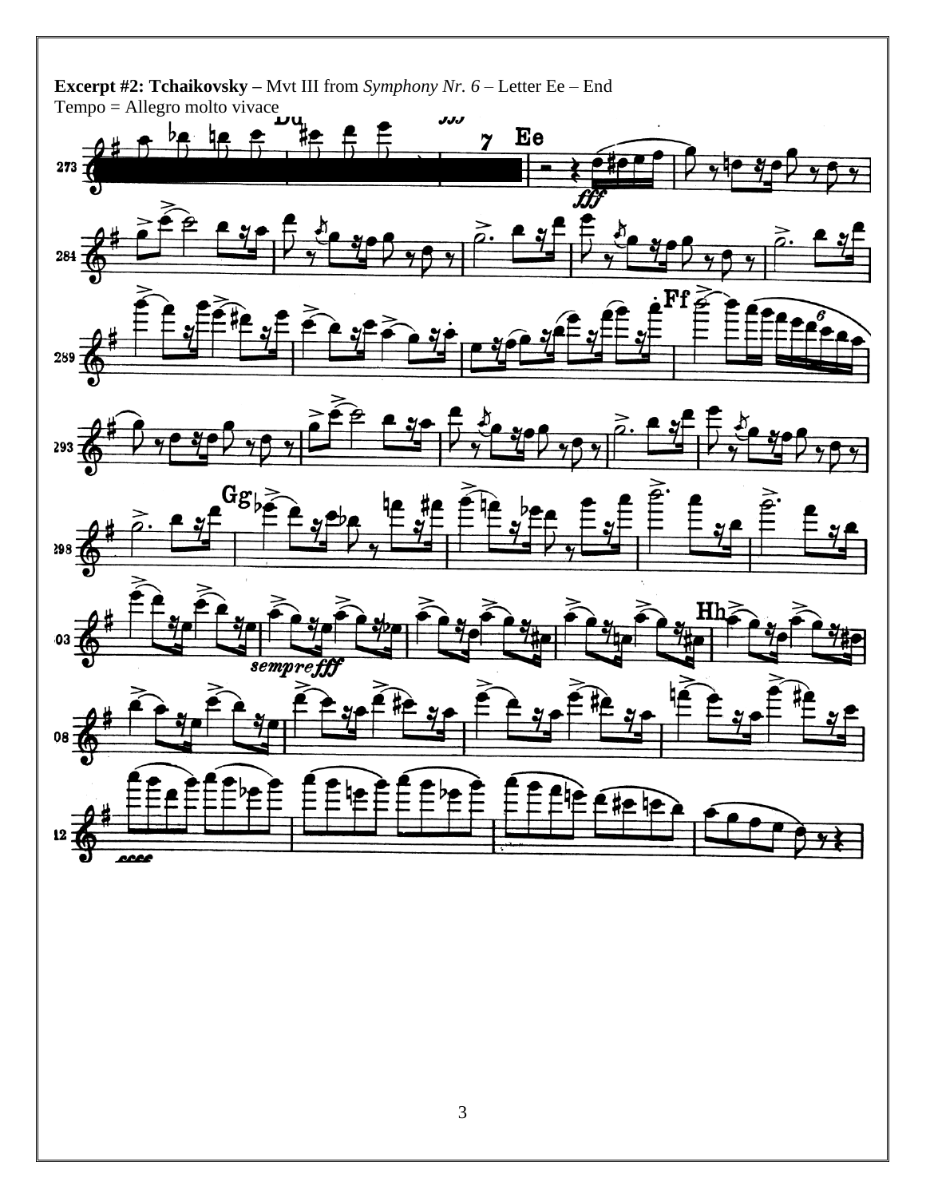**Excerpt #2: Tchaikovsky** – Mvt III from *Symphony Nr. 6* – Letter Ee – End
Tempo = Allegro molto vivace